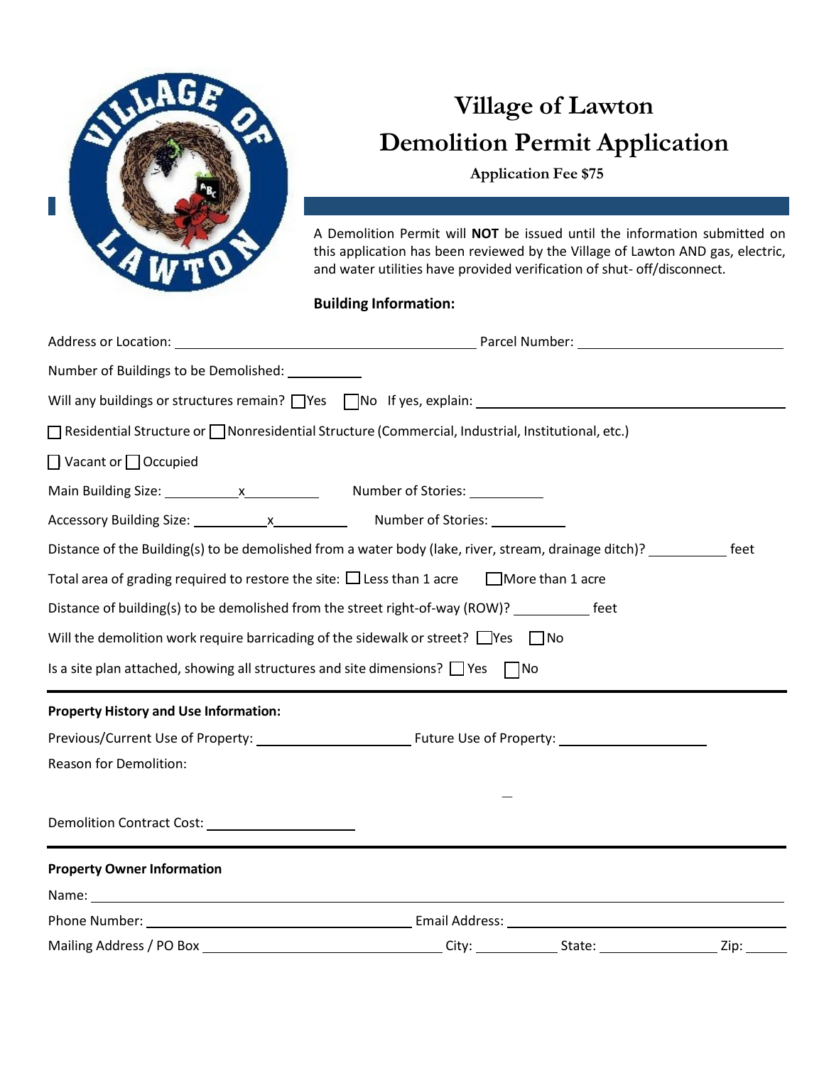# Village of Lawton
# Demolition Permit Application

**Application Fee $75**

A Demolition Permit will **NOT** be issued until the information submitted on this application has been reviewed by the Village of Lawton AND gas, electric, and water utilities have provided verification of shut- off/disconnect.

**Building Information:**

Address or Location: ______________________ Parcel Number: ______________________

Number of Buildings to be Demolished: __________

Will any buildings or structures remain? ☐ Yes ☐ No If yes, explain: ______________________

☐ Residential Structure or ☐ Nonresidential Structure (Commercial, Industrial, Institutional, etc.)

☐ Vacant or ☐ Occupied

Main Building Size: __________ x __________ Number of Stories: __________

Accessory Building Size: __________ x __________ Number of Stories: __________

Distance of the Building(s) to be demolished from a water body (lake, river, stream, drainage ditch)? __________ feet

Total area of grading required to restore the site: ☐ Less than 1 acre ☐ More than 1 acre

Distance of building(s) to be demolished from the street right-of-way (ROW)? __________ feet

Will the demolition work require barricading of the sidewalk or street? ☐ Yes ☐ No

Is a site plan attached, showing all structures and site dimensions? ☐ Yes ☐ No

---

**Property History and Use Information:**

Previous/Current Use of Property: ______________________ Future Use of Property: ______________________

Reason for Demolition:

Demolition Contract Cost: ______________________

---

**Property Owner Information**

Name: ______________________

Phone Number: ______________________ Email Address: ______________________

Mailing Address / PO Box ______________________ City: __________ State: __________ Zip: __________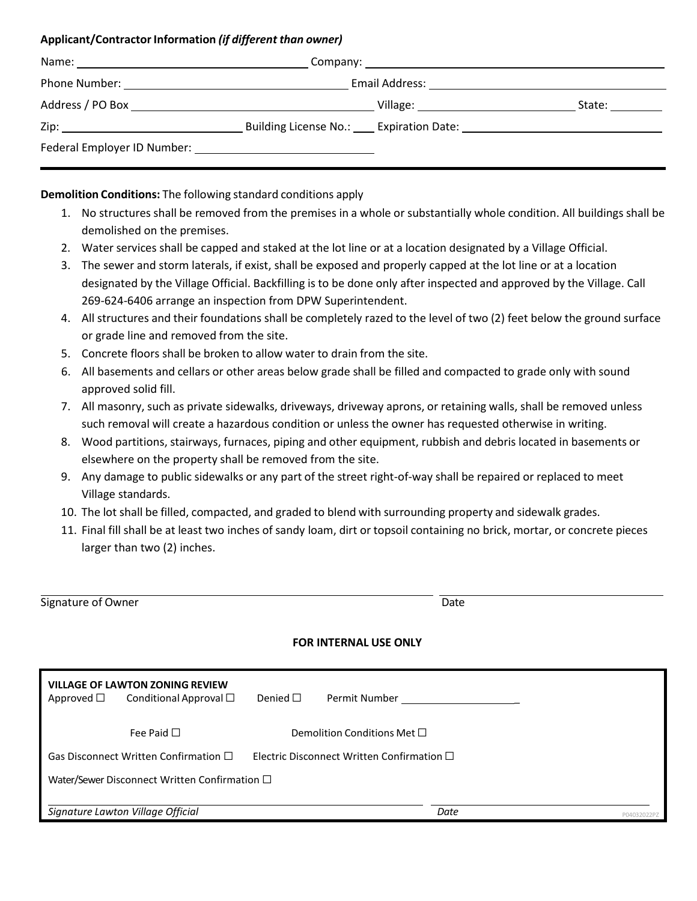**Applicant/Contractor Information *(if different than owner)***

Name: ______________________ Company: ______________________

Phone Number: ______________________ Email Address: ______________________

Address / PO Box ______________________ Village: ______________________ State: __________

Zip: ______________________ Building License No.: ____ Expiration Date: ______________________

Federal Employer ID Number: ______________________

---

**Demolition Conditions:** The following standard conditions apply

1. No structures shall be removed from the premises in a whole or substantially whole condition. All buildings shall be demolished on the premises.
2. Water services shall be capped and staked at the lot line or at a location designated by a Village Official.
3. The sewer and storm laterals, if exist, shall be exposed and properly capped at the lot line or at a location designated by the Village Official. Backfilling is to be done only after inspected and approved by the Village. Call 269-624-6406 arrange an inspection from DPW Superintendent.
4. All structures and their foundations shall be completely razed to the level of two (2) feet below the ground surface or grade line and removed from the site.
5. Concrete floors shall be broken to allow water to drain from the site.
6. All basements and cellars or other areas below grade shall be filled and compacted to grade only with sound approved solid fill.
7. All masonry, such as private sidewalks, driveways, driveway aprons, or retaining walls, shall be removed unless such removal will create a hazardous condition or unless the owner has requested otherwise in writing.
8. Wood partitions, stairways, furnaces, piping and other equipment, rubbish and debris located in basements or elsewhere on the property shall be removed from the site.
9. Any damage to public sidewalks or any part of the street right-of-way shall be repaired or replaced to meet Village standards.
10. The lot shall be filled, compacted, and graded to blend with surrounding property and sidewalk grades.
11. Final fill shall be at least two inches of sandy loam, dirt or topsoil containing no brick, mortar, or concrete pieces larger than two (2) inches.

______________________________ ______________________
Signature of Owner Date

**FOR INTERNAL USE ONLY**

**VILLAGE OF LAWTON ZONING REVIEW**

Approved ☐ Conditional Approval ☐ Denied ☐ Permit Number ______________________

Fee Paid ☐ Demolition Conditions Met ☐

Gas Disconnect Written Confirmation ☐ Electric Disconnect Written Confirmation ☐

Water/Sewer Disconnect Written Confirmation ☐

______________________________ ______________________
*Signature Lawton Village Official* *Date*

P04032022PZ